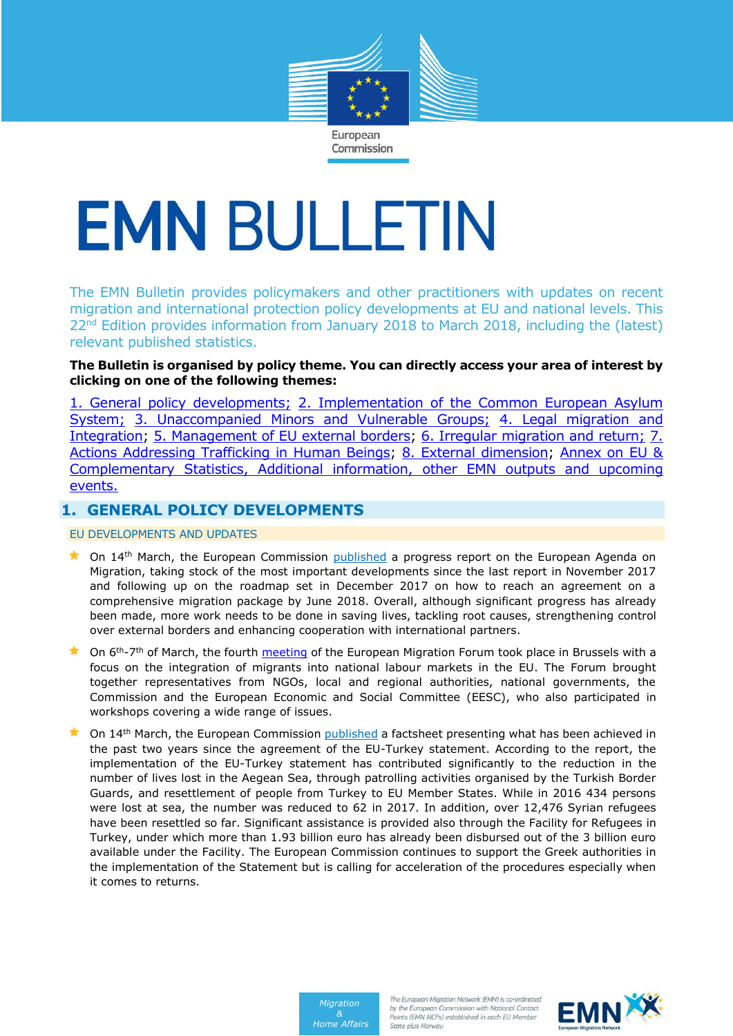# EMN BULLETIN

The EMN Bulletin provides policymakers and other practitioners with updates on recent migration and international protection policy developments at EU and national levels. This 22nd Edition provides information from January 2018 to March 2018, including the (latest) relevant published statistics.

**The Bulletin is organised by policy theme. You can directly access your area of interest by clicking on one of the following themes:**

1. General policy developments; 2. Implementation of the Common European Asylum System; 3. Unaccompanied Minors and Vulnerable Groups; 4. Legal migration and Integration; 5. Management of EU external borders; 6. Irregular migration and return; 7. Actions Addressing Trafficking in Human Beings; 8. External dimension; Annex on EU & Complementary Statistics, Additional information, other EMN outputs and upcoming events.

## 1. GENERAL POLICY DEVELOPMENTS

### EU DEVELOPMENTS AND UPDATES

- On 14th March, the European Commission published a progress report on the European Agenda on Migration, taking stock of the most important developments since the last report in November 2017 and following up on the roadmap set in December 2017 on how to reach an agreement on a comprehensive migration package by June 2018. Overall, although significant progress has already been made, more work needs to be done in saving lives, tackling root causes, strengthening control over external borders and enhancing cooperation with international partners.
- On 6th-7th of March, the fourth meeting of the European Migration Forum took place in Brussels with a focus on the integration of migrants into national labour markets in the EU. The Forum brought together representatives from NGOs, local and regional authorities, national governments, the Commission and the European Economic and Social Committee (EESC), who also participated in workshops covering a wide range of issues.
- On 14th March, the European Commission published a factsheet presenting what has been achieved in the past two years since the agreement of the EU-Turkey statement. According to the report, the implementation of the EU-Turkey statement has contributed significantly to the reduction in the number of lives lost in the Aegean Sea, through patrolling activities organised by the Turkish Border Guards, and resettlement of people from Turkey to EU Member States. While in 2016 434 persons were lost at sea, the number was reduced to 62 in 2017. In addition, over 12,476 Syrian refugees have been resettled so far. Significant assistance is provided also through the Facility for Refugees in Turkey, under which more than 1.93 billion euro has already been disbursed out of the 3 billion euro available under the Facility. The European Commission continues to support the Greek authorities in the implementation of the Statement but is calling for acceleration of the procedures especially when it comes to returns.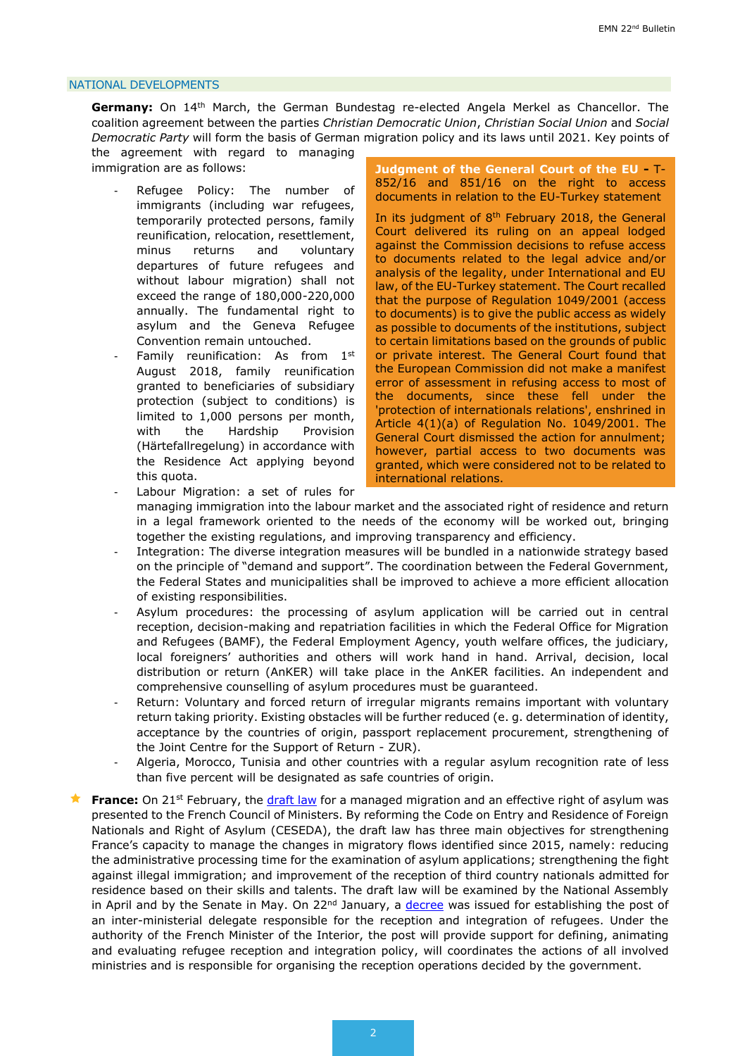## NATIONAL DEVELOPMENTS

**Germany:** On 14th March, the German Bundestag re-elected Angela Merkel as Chancellor. The coalition agreement between the parties *Christian Democratic Union*, *Christian Social Union* and *Social Democratic Party* will form the basis of German migration policy and its laws until 2021. Key points of the agreement with regard to managing immigration are as follows:

- Refugee Policy: The number of immigrants (including war refugees, temporarily protected persons, family reunification, relocation, resettlement, minus returns and voluntary departures of future refugees and without labour migration) shall not exceed the range of 180,000-220,000 annually. The fundamental right to asylum and the Geneva Refugee Convention remain untouched.
- Family reunification: As from 1st August 2018, family reunification granted to beneficiaries of subsidiary protection (subject to conditions) is limited to 1,000 persons per month, with the Hardship Provision (Härtefallregelung) in accordance with the Residence Act applying beyond this quota.
- Labour Migration: a set of rules for managing immigration into the labour market and the associated right of residence and return in a legal framework oriented to the needs of the economy will be worked out, bringing together the existing regulations, and improving transparency and efficiency.
- Integration: The diverse integration measures will be bundled in a nationwide strategy based on the principle of "demand and support". The coordination between the Federal Government, the Federal States and municipalities shall be improved to achieve a more efficient allocation of existing responsibilities.
- Asylum procedures: the processing of asylum application will be carried out in central reception, decision-making and repatriation facilities in which the Federal Office for Migration and Refugees (BAMF), the Federal Employment Agency, youth welfare offices, the judiciary, local foreigners' authorities and others will work hand in hand. Arrival, decision, local distribution or return (AnKER) will take place in the AnKER facilities. An independent and comprehensive counselling of asylum procedures must be guaranteed.
- Return: Voluntary and forced return of irregular migrants remains important with voluntary return taking priority. Existing obstacles will be further reduced (e. g. determination of identity, acceptance by the countries of origin, passport replacement procurement, strengthening of the Joint Centre for the Support of Return - ZUR).
- Algeria, Morocco, Tunisia and other countries with a regular asylum recognition rate of less than five percent will be designated as safe countries of origin.

**Judgment of the General Court of the EU - T-852/16 and 851/16 on the right to access documents in relation to the EU-Turkey statement**

In its judgment of 8th February 2018, the General Court delivered its ruling on an appeal lodged against the Commission decisions to refuse access to documents related to the legal advice and/or analysis of the legality, under International and EU law, of the EU-Turkey statement. The Court recalled that the purpose of Regulation 1049/2001 (access to documents) is to give the public access as widely as possible to documents of the institutions, subject to certain limitations based on the grounds of public or private interest. The General Court found that the European Commission did not make a manifest error of assessment in refusing access to most of the documents, since these fell under the 'protection of internations relations', enshrined in Article 4(1)(a) of Regulation No. 1049/2001. The General Court dismissed the action for annulment; however, partial access to two documents was granted, which were considered not to be related to international relations.

**France:** On 21st February, the draft law for a managed migration and an effective right of asylum was presented to the French Council of Ministers. By reforming the Code on Entry and Residence of Foreign Nationals and Right of Asylum (CESEDA), the draft law has three main objectives for strengthening France's capacity to manage the changes in migratory flows identified since 2015, namely: reducing the administrative processing time for the examination of asylum applications; strengthening the fight against illegal immigration; and improvement of the reception of third country nationals admitted for residence based on their skills and talents. The draft law will be examined by the National Assembly in April and by the Senate in May. On 22nd January, a decree was issued for establishing the post of an inter-ministerial delegate responsible for the reception and integration of refugees. Under the authority of the French Minister of the Interior, the post will provide support for defining, animating and evaluating refugee reception and integration policy, will coordinates the actions of all involved ministries and is responsible for organising the reception operations decided by the government.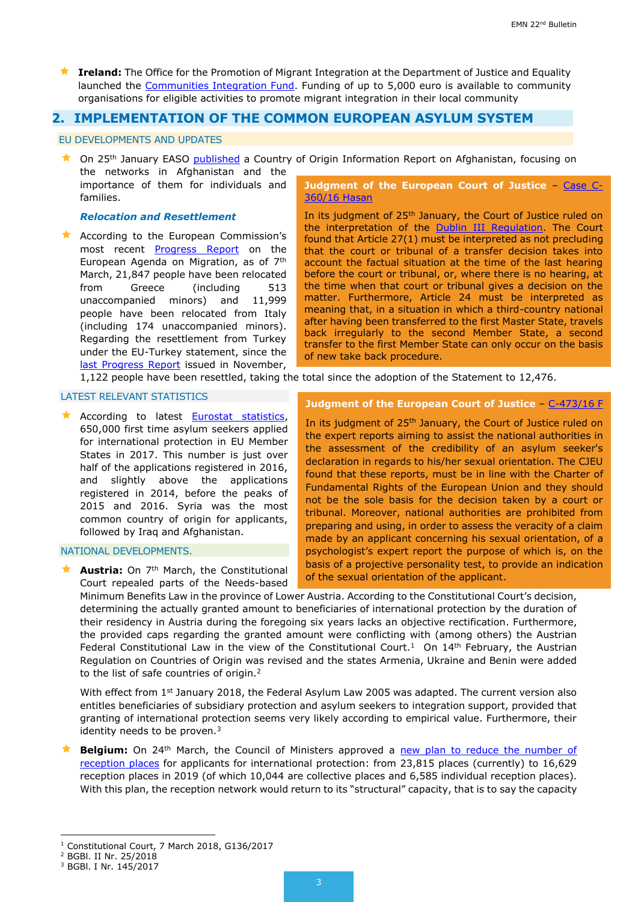- **Ireland:** The Office for the Promotion of Migrant Integration at the Department of Justice and Equality launched the Communities Integration Fund. Funding of up to 5,000 euro is available to community organisations for eligible activities to promote migrant integration in their local community

## 2. IMPLEMENTATION OF THE COMMON EUROPEAN ASYLUM SYSTEM

### EU DEVELOPMENTS AND UPDATES

- On 25th January EASO published a Country of Origin Information Report on Afghanistan, focusing on the networks in Afghanistan and the importance of them for individuals and families.

#### *Relocation and Resettlement*

- According to the European Commission's most recent Progress Report on the European Agenda on Migration, as of 7th March, 21,847 people have been relocated from Greece (including 513 unaccompanied minors) and 11,999 people have been relocated from Italy (including 174 unaccompanied minors). Regarding the resettlement from Turkey under the EU-Turkey statement, since the last Progress Report issued in November, 1,122 people have been resettled, taking the total since the adoption of the Statement to 12,476.

**Judgment of the European Court of Justice – Case C-360/16 Hasan**

In its judgment of 25th January, the Court of Justice ruled on the interpretation of the Dublin III Regulation. The Court found that Article 27(1) must be interpreted as not precluding that the court or tribunal of a transfer decision takes into account the factual situation at the time of the last hearing before the court or tribunal, or, where there is no hearing, at the time when that court or tribunal gives a decision on the matter. Furthermore, Article 24 must be interpreted as meaning that, in a situation in which a third-country national after having been transferred to the first Master State, travels back irregularly to the second Member State, a second transfer to the first Member State can only occur on the basis of new take back procedure.

### LATEST RELEVANT STATISTICS

- According to latest Eurostat statistics, 650,000 first time asylum seekers applied for international protection in EU Member States in 2017. This number is just over half of the applications registered in 2016, and slightly above the applications registered in 2014, before the peaks of 2015 and 2016. Syria was the most common country of origin for applicants, followed by Iraq and Afghanistan.

**Judgment of the European Court of Justice – C-473/16 F**

In its judgment of 25th January, the Court of Justice ruled on the expert reports aiming to assist the national authorities in the assessment of the credibility of an asylum seeker's declaration in regards to his/her sexual orientation. The CJEU found that these reports, must be in line with the Charter of Fundamental Rights of the European Union and they should not be the sole basis for the decision taken by a court or tribunal. Moreover, national authorities are prohibited from preparing and using, in order to assess the veracity of a claim made by an applicant concerning his sexual orientation, of a psychologist's expert report the purpose of which is, on the basis of a projective personality test, to provide an indication of the sexual orientation of the applicant.

### NATIONAL DEVELOPMENTS.

- **Austria:** On 7th March, the Constitutional Court repealed parts of the Needs-based Minimum Benefits Law in the province of Lower Austria. According to the Constitutional Court's decision, determining the actually granted amount to beneficiaries of international protection by the duration of their residency in Austria during the foregoing six years lacks an objective rectification. Furthermore, the provided caps regarding the granted amount were conflicting with (among others) the Austrian Federal Constitutional Law in the view of the Constitutional Court.[1] On 14th February, the Austrian Regulation on Countries of Origin was revised and the states Armenia, Ukraine and Benin were added to the list of safe countries of origin.[2]

  With effect from 1st January 2018, the Federal Asylum Law 2005 was adapted. The current version also entitles beneficiaries of subsidiary protection and asylum seekers to integration support, provided that granting of international protection seems very likely according to empirical value. Furthermore, their identity needs to be proven.[3]

- **Belgium:** On 24th March, the Council of Ministers approved a new plan to reduce the number of reception places for applicants for international protection: from 23,815 places (currently) to 16,629 reception places in 2019 (of which 10,044 are collective places and 6,585 individual reception places). With this plan, the reception network would return to its "structural" capacity, that is to say the capacity

---

[1] Constitutional Court, 7 March 2018, G136/2017

[2] BGBl. II Nr. 25/2018

[3] BGBl. I Nr. 145/2017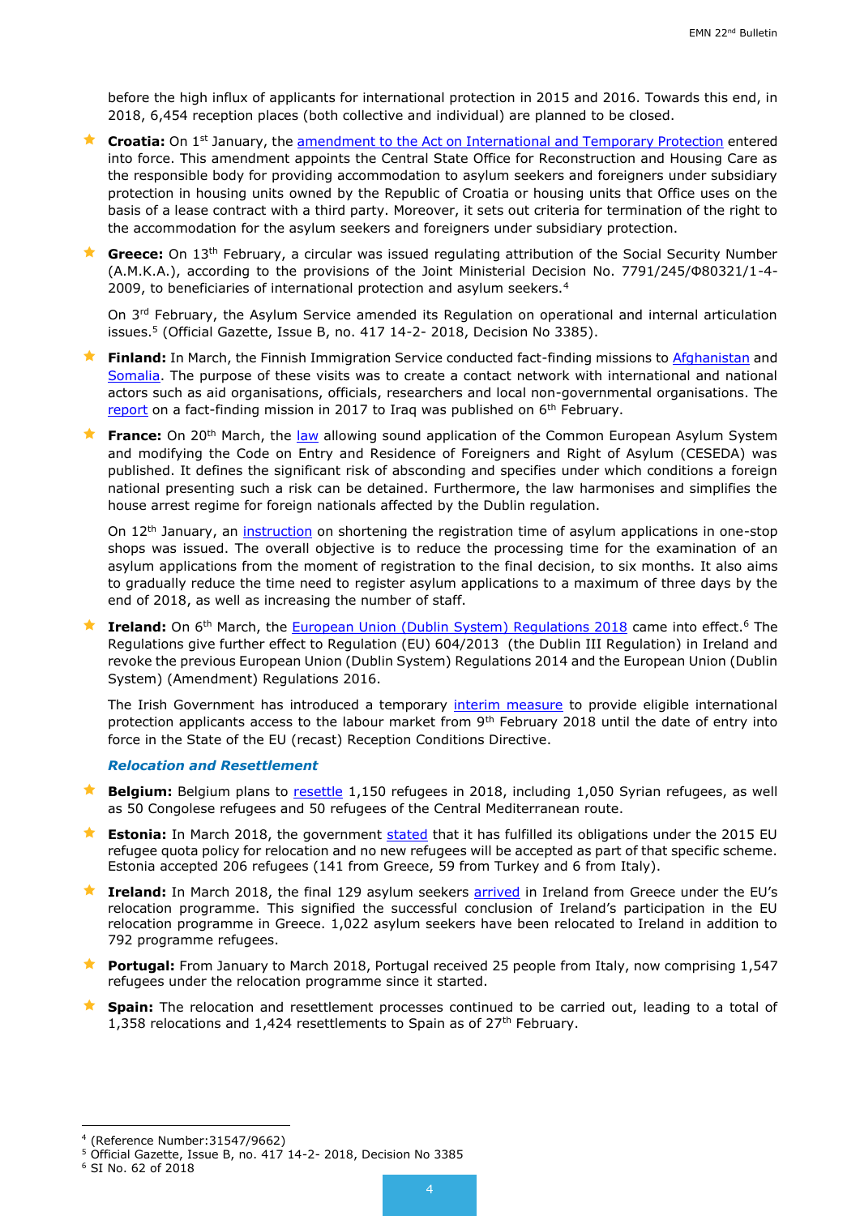before the high influx of applicants for international protection in 2015 and 2016. Towards this end, in 2018, 6,454 reception places (both collective and individual) are planned to be closed.

- **Croatia:** On 1st January, the amendment to the Act on International and Temporary Protection entered into force. This amendment appoints the Central State Office for Reconstruction and Housing Care as the responsible body for providing accommodation to asylum seekers and foreigners under subsidiary protection in housing units owned by the Republic of Croatia or housing units that Office uses on the basis of a lease contract with a third party. Moreover, it sets out criteria for termination of the right to the accommodation for the asylum seekers and foreigners under subsidiary protection.

- **Greece:** On 13th February, a circular was issued regulating attribution of the Social Security Number (A.M.K.A.), according to the provisions of the Joint Ministerial Decision No. 7791/245/Φ80321/1-4-2009, to beneficiaries of international protection and asylum seekers.[4]

  On 3rd February, the Asylum Service amended its Regulation on operational and internal articulation issues.[5] (Official Gazette, Issue B, no. 417 14-2- 2018, Decision No 3385).

- **Finland:** In March, the Finnish Immigration Service conducted fact-finding missions to Afghanistan and Somalia. The purpose of these visits was to create a contact network with international and national actors such as aid organisations, officials, researchers and local non-governmental organisations. The report on a fact-finding mission in 2017 to Iraq was published on 6th February.

- **France:** On 20th March, the law allowing sound application of the Common European Asylum System and modifying the Code on Entry and Residence of Foreigners and Right of Asylum (CESEDA) was published. It defines the significant risk of absconding and specifies under which conditions a foreign national presenting such a risk can be detained. Furthermore, the law harmonises and simplifies the house arrest regime for foreign nationals affected by the Dublin regulation.

  On 12th January, an instruction on shortening the registration time of asylum applications in one-stop shops was issued. The overall objective is to reduce the processing time for the examination of an asylum applications from the moment of registration to the final decision, to six months. It also aims to gradually reduce the time need to register asylum applications to a maximum of three days by the end of 2018, as well as increasing the number of staff.

- **Ireland:** On 6th March, the European Union (Dublin System) Regulations 2018 came into effect.[6] The Regulations give further effect to Regulation (EU) 604/2013 (the Dublin III Regulation) in Ireland and revoke the previous European Union (Dublin System) Regulations 2014 and the European Union (Dublin System) (Amendment) Regulations 2016.

  The Irish Government has introduced a temporary interim measure to provide eligible international protection applicants access to the labour market from 9th February 2018 until the date of entry into force in the State of the EU (recast) Reception Conditions Directive.

### *Relocation and Resettlement*

- **Belgium:** Belgium plans to resettle 1,150 refugees in 2018, including 1,050 Syrian refugees, as well as 50 Congolese refugees and 50 refugees of the Central Mediterranean route.

- **Estonia:** In March 2018, the government stated that it has fulfilled its obligations under the 2015 EU refugee quota policy for relocation and no new refugees will be accepted as part of that specific scheme. Estonia accepted 206 refugees (141 from Greece, 59 from Turkey and 6 from Italy).

- **Ireland:** In March 2018, the final 129 asylum seekers arrived in Ireland from Greece under the EU's relocation programme. This signified the successful conclusion of Ireland's participation in the EU relocation programme in Greece. 1,022 asylum seekers have been relocated to Ireland in addition to 792 programme refugees.

- **Portugal:** From January to March 2018, Portugal received 25 people from Italy, now comprising 1,547 refugees under the relocation programme since it started.

- **Spain:** The relocation and resettlement processes continued to be carried out, leading to a total of 1,358 relocations and 1,424 resettlements to Spain as of 27th February.

---

[4] (Reference Number:31547/9662)

[5] Official Gazette, Issue B, no. 417 14-2- 2018, Decision No 3385

[6] SI No. 62 of 2018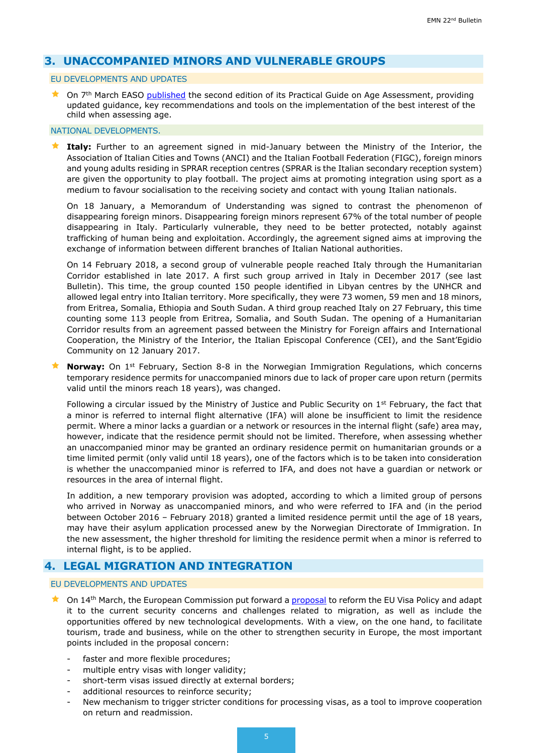## 3. UNACCOMPANIED MINORS AND VULNERABLE GROUPS

### EU DEVELOPMENTS AND UPDATES

- On 7th March EASO published the second edition of its Practical Guide on Age Assessment, providing updated guidance, key recommendations and tools on the implementation of the best interest of the child when assessing age.

### NATIONAL DEVELOPMENTS.

- **Italy:** Further to an agreement signed in mid-January between the Ministry of the Interior, the Association of Italian Cities and Towns (ANCI) and the Italian Football Federation (FIGC), foreign minors and young adults residing in SPRAR reception centres (SPRAR is the Italian secondary reception system) are given the opportunity to play football. The project aims at promoting integration using sport as a medium to favour socialisation to the receiving society and contact with young Italian nationals.

  On 18 January, a Memorandum of Understanding was signed to contrast the phenomenon of disappearing foreign minors. Disappearing foreign minors represent 67% of the total number of people disappearing in Italy. Particularly vulnerable, they need to be better protected, notably against trafficking of human being and exploitation. Accordingly, the agreement signed aims at improving the exchange of information between different branches of Italian National authorities.

  On 14 February 2018, a second group of vulnerable people reached Italy through the Humanitarian Corridor established in late 2017. A first such group arrived in Italy in December 2017 (see last Bulletin). This time, the group counted 150 people identified in Libyan centres by the UNHCR and allowed legal entry into Italian territory. More specifically, they were 73 women, 59 men and 18 minors, from Eritrea, Somalia, Ethiopia and South Sudan. A third group reached Italy on 27 February, this time counting some 113 people from Eritrea, Somalia, and South Sudan. The opening of a Humanitarian Corridor results from an agreement passed between the Ministry for Foreign affairs and International Cooperation, the Ministry of the Interior, the Italian Episcopal Conference (CEI), and the Sant'Egidio Community on 12 January 2017.

- **Norway:** On 1st February, Section 8-8 in the Norwegian Immigration Regulations, which concerns temporary residence permits for unaccompanied minors due to lack of proper care upon return (permits valid until the minors reach 18 years), was changed.

  Following a circular issued by the Ministry of Justice and Public Security on 1st February, the fact that a minor is referred to internal flight alternative (IFA) will alone be insufficient to limit the residence permit. Where a minor lacks a guardian or a network or resources in the internal flight (safe) area may, however, indicate that the residence permit should not be limited. Therefore, when assessing whether an unaccompanied minor may be granted an ordinary residence permit on humanitarian grounds or a time limited permit (only valid until 18 years), one of the factors which is to be taken into consideration is whether the unaccompanied minor is referred to IFA, and does not have a guardian or network or resources in the area of internal flight.

  In addition, a new temporary provision was adopted, according to which a limited group of persons who arrived in Norway as unaccompanied minors, and who were referred to IFA and (in the period between October 2016 – February 2018) granted a limited residence permit until the age of 18 years, may have their asylum application processed anew by the Norwegian Directorate of Immigration. In the new assessment, the higher threshold for limiting the residence permit when a minor is referred to internal flight, is to be applied.

## 4. LEGAL MIGRATION AND INTEGRATION

### EU DEVELOPMENTS AND UPDATES

- On 14th March, the European Commission put forward a proposal to reform the EU Visa Policy and adapt it to the current security concerns and challenges related to migration, as well as include the opportunities offered by new technological developments. With a view, on the one hand, to facilitate tourism, trade and business, while on the other to strengthen security in Europe, the most important points included in the proposal concern:
  - faster and more flexible procedures;
  - multiple entry visas with longer validity;
  - short-term visas issued directly at external borders;
  - additional resources to reinforce security;
  - New mechanism to trigger stricter conditions for processing visas, as a tool to improve cooperation on return and readmission.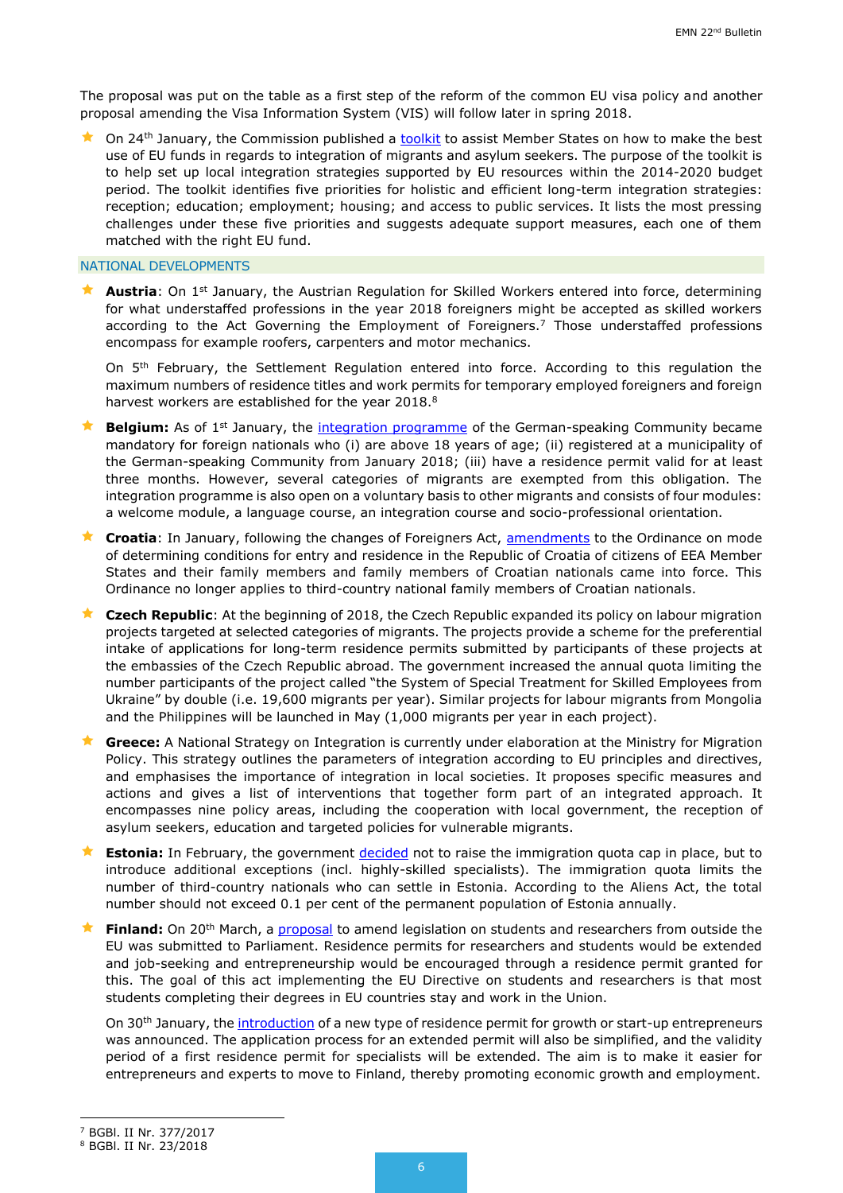The proposal was put on the table as a first step of the reform of the common EU visa policy and another proposal amending the Visa Information System (VIS) will follow later in spring 2018.

- On 24th January, the Commission published a toolkit to assist Member States on how to make the best use of EU funds in regards to integration of migrants and asylum seekers. The purpose of the toolkit is to help set up local integration strategies supported by EU resources within the 2014-2020 budget period. The toolkit identifies five priorities for holistic and efficient long-term integration strategies: reception; education; employment; housing; and access to public services. It lists the most pressing challenges under these five priorities and suggests adequate support measures, each one of them matched with the right EU fund.

## NATIONAL DEVELOPMENTS

- **Austria**: On 1st January, the Austrian Regulation for Skilled Workers entered into force, determining for what understaffed professions in the year 2018 foreigners might be accepted as skilled workers according to the Act Governing the Employment of Foreigners.[7] Those understaffed professions encompass for example roofers, carpenters and motor mechanics.

  On 5th February, the Settlement Regulation entered into force. According to this regulation the maximum numbers of residence titles and work permits for temporary employed foreigners and foreign harvest workers are established for the year 2018.[8]

- **Belgium:** As of 1st January, the integration programme of the German-speaking Community became mandatory for foreign nationals who (i) are above 18 years of age; (ii) registered at a municipality of the German-speaking Community from January 2018; (iii) have a residence permit valid for at least three months. However, several categories of migrants are exempted from this obligation. The integration programme is also open on a voluntary basis to other migrants and consists of four modules: a welcome module, a language course, an integration course and socio-professional orientation.

- **Croatia**: In January, following the changes of Foreigners Act, amendments to the Ordinance on mode of determining conditions for entry and residence in the Republic of Croatia of citizens of EEA Member States and their family members and family members of Croatian nationals came into force. This Ordinance no longer applies to third-country national family members of Croatian nationals.

- **Czech Republic**: At the beginning of 2018, the Czech Republic expanded its policy on labour migration projects targeted at selected categories of migrants. The projects provide a scheme for the preferential intake of applications for long-term residence permits submitted by participants of these projects at the embassies of the Czech Republic abroad. The government increased the annual quota limiting the number participants of the project called "the System of Special Treatment for Skilled Employees from Ukraine" by double (i.e. 19,600 migrants per year). Similar projects for labour migrants from Mongolia and the Philippines will be launched in May (1,000 migrants per year in each project).

- **Greece:** A National Strategy on Integration is currently under elaboration at the Ministry for Migration Policy. This strategy outlines the parameters of integration according to EU principles and directives, and emphasises the importance of integration in local societies. It proposes specific measures and actions and gives a list of interventions that together form part of an integrated approach. It encompasses nine policy areas, including the cooperation with local government, the reception of asylum seekers, education and targeted policies for vulnerable migrants.

- **Estonia:** In February, the government decided not to raise the immigration quota cap in place, but to introduce additional exceptions (incl. highly-skilled specialists). The immigration quota limits the number of third-country nationals who can settle in Estonia. According to the Aliens Act, the total number should not exceed 0.1 per cent of the permanent population of Estonia annually.

- **Finland:** On 20th March, a proposal to amend legislation on students and researchers from outside the EU was submitted to Parliament. Residence permits for researchers and students would be extended and job-seeking and entrepreneurship would be encouraged through a residence permit granted for this. The goal of this act implementing the EU Directive on students and researchers is that most students completing their degrees in EU countries stay and work in the Union.

  On 30th January, the introduction of a new type of residence permit for growth or start-up entrepreneurs was announced. The application process for an extended permit will also be simplified, and the validity period of a first residence permit for specialists will be extended. The aim is to make it easier for entrepreneurs and experts to move to Finland, thereby promoting economic growth and employment.

---

[7] BGBl. II Nr. 377/2017

[8] BGBl. II Nr. 23/2018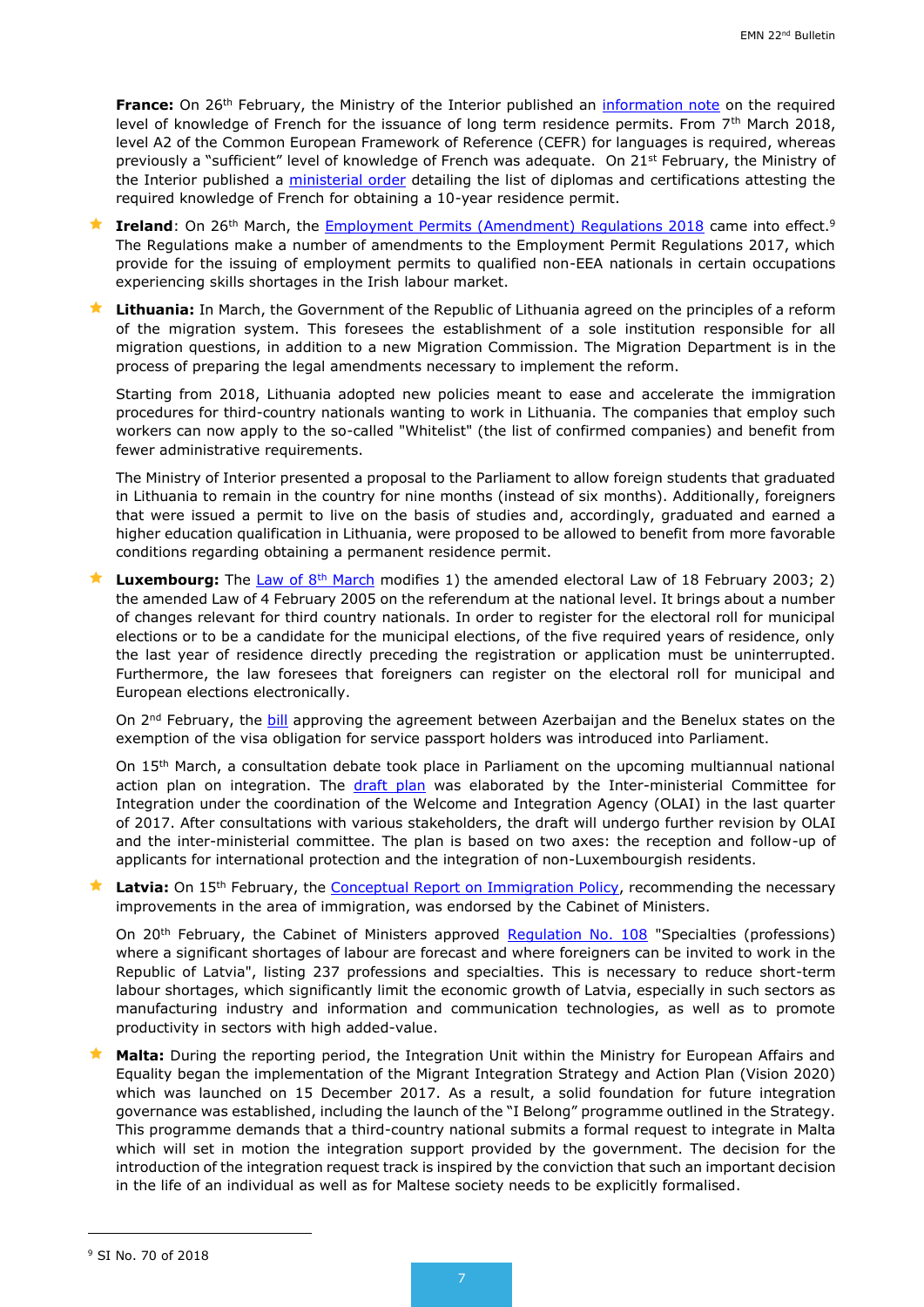**France:** On 26th February, the Ministry of the Interior published an information note on the required level of knowledge of French for the issuance of long term residence permits. From 7th March 2018, level A2 of the Common European Framework of Reference (CEFR) for languages is required, whereas previously a "sufficient" level of knowledge of French was adequate. On 21st February, the Ministry of the Interior published a ministerial order detailing the list of diplomas and certifications attesting the required knowledge of French for obtaining a 10-year residence permit.

- **Ireland**: On 26th March, the Employment Permits (Amendment) Regulations 2018 came into effect.[9] The Regulations make a number of amendments to the Employment Permit Regulations 2017, which provide for the issuing of employment permits to qualified non-EEA nationals in certain occupations experiencing skills shortages in the Irish labour market.

- **Lithuania:** In March, the Government of the Republic of Lithuania agreed on the principles of a reform of the migration system. This foresees the establishment of a sole institution responsible for all migration questions, in addition to a new Migration Commission. The Migration Department is in the process of preparing the legal amendments necessary to implement the reform.

  Starting from 2018, Lithuania adopted new policies meant to ease and accelerate the immigration procedures for third-country nationals wanting to work in Lithuania. The companies that employ such workers can now apply to the so-called "Whitelist" (the list of confirmed companies) and benefit from fewer administrative requirements.

  The Ministry of Interior presented a proposal to the Parliament to allow foreign students that graduated in Lithuania to remain in the country for nine months (instead of six months). Additionally, foreigners that were issued a permit to live on the basis of studies and, accordingly, graduated and earned a higher education qualification in Lithuania, were proposed to be allowed to benefit from more favorable conditions regarding obtaining a permanent residence permit.

- **Luxembourg:** The Law of 8th March modifies 1) the amended electoral Law of 18 February 2003; 2) the amended Law of 4 February 2005 on the referendum at the national level. It brings about a number of changes relevant for third country nationals. In order to register for the electoral roll for municipal elections or to be a candidate for the municipal elections, of the five required years of residence, only the last year of residence directly preceding the registration or application must be uninterrupted. Furthermore, the law foresees that foreigners can register on the electoral roll for municipal and European elections electronically.

  On 2nd February, the bill approving the agreement between Azerbaijan and the Benelux states on the exemption of the visa obligation for service passport holders was introduced into Parliament.

  On 15th March, a consultation debate took place in Parliament on the upcoming multiannual national action plan on integration. The draft plan was elaborated by the Inter-ministerial Committee for Integration under the coordination of the Welcome and Integration Agency (OLAI) in the last quarter of 2017. After consultations with various stakeholders, the draft will undergo further revision by OLAI and the inter-ministerial committee. The plan is based on two axes: the reception and follow-up of applicants for international protection and the integration of non-Luxembourgish residents.

- **Latvia:** On 15th February, the Conceptual Report on Immigration Policy, recommending the necessary improvements in the area of immigration, was endorsed by the Cabinet of Ministers.

  On 20th February, the Cabinet of Ministers approved Regulation No. 108 "Specialties (professions) where a significant shortages of labour are forecast and where foreigners can be invited to work in the Republic of Latvia", listing 237 professions and specialties. This is necessary to reduce short-term labour shortages, which significantly limit the economic growth of Latvia, especially in such sectors as manufacturing industry and information and communication technologies, as well as to promote productivity in sectors with high added-value.

- **Malta:** During the reporting period, the Integration Unit within the Ministry for European Affairs and Equality began the implementation of the Migrant Integration Strategy and Action Plan (Vision 2020) which was launched on 15 December 2017. As a result, a solid foundation for future integration governance was established, including the launch of the "I Belong" programme outlined in the Strategy. This programme demands that a third-country national submits a formal request to integrate in Malta which will set in motion the integration support provided by the government. The decision for the introduction of the integration request track is inspired by the conviction that such an important decision in the life of an individual as well as for Maltese society needs to be explicitly formalised.

---

[9] SI No. 70 of 2018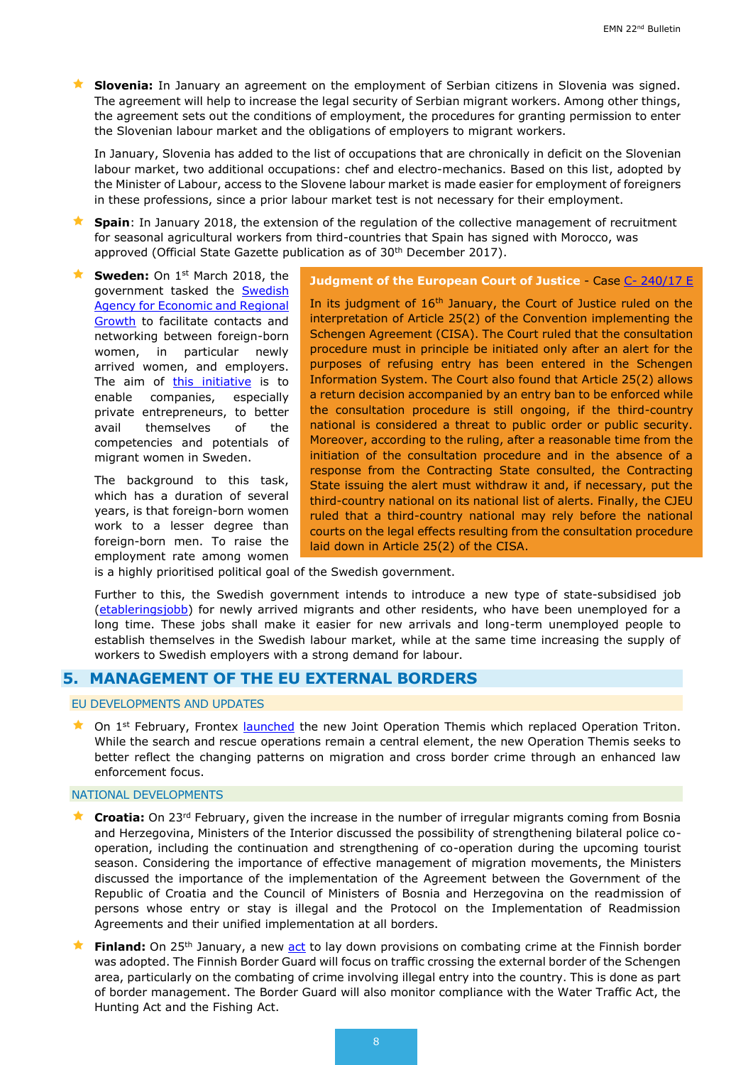- **Slovenia:** In January an agreement on the employment of Serbian citizens in Slovenia was signed. The agreement will help to increase the legal security of Serbian migrant workers. Among other things, the agreement sets out the conditions of employment, the procedures for granting permission to enter the Slovenian labour market and the obligations of employers to migrant workers.

  In January, Slovenia has added to the list of occupations that are chronically in deficit on the Slovenian labour market, two additional occupations: chef and electro-mechanics. Based on this list, adopted by the Minister of Labour, access to the Slovene labour market is made easier for employment of foreigners in these professions, since a prior labour market test is not necessary for their employment.

- **Spain**: In January 2018, the extension of the regulation of the collective management of recruitment for seasonal agricultural workers from third-countries that Spain has signed with Morocco, was approved (Official State Gazette publication as of 30th December 2017).

- **Sweden:** On 1st March 2018, the government tasked the Swedish Agency for Economic and Regional Growth to facilitate contacts and networking between foreign-born women, in particular newly arrived women, and employers. The aim of this initiative is to enable companies, especially private entrepreneurs, to better avail themselves of the competencies and potentials of migrant women in Sweden.

  The background to this task, which has a duration of several years, is that foreign-born women work to a lesser degree than foreign-born men. To raise the employment rate among women is a highly prioritised political goal of the Swedish government.

  Further to this, the Swedish government intends to introduce a new type of state-subsidised job (etableringsjobb) for newly arrived migrants and other residents, who have been unemployed for a long time. These jobs shall make it easier for new arrivals and long-term unemployed people to establish themselves in the Swedish labour market, while at the same time increasing the supply of workers to Swedish employers with a strong demand for labour.

> **Judgment of the European Court of Justice** - Case C- 240/17 E
>
> In its judgment of 16th January, the Court of Justice ruled on the interpretation of Article 25(2) of the Convention implementing the Schengen Agreement (CISA). The Court ruled that the consultation procedure must in principle be initiated only after an alert for the purposes of refusing entry has been entered in the Schengen Information System. The Court also found that Article 25(2) allows a return decision accompanied by an entry ban to be enforced while the consultation procedure is still ongoing, if the third-country national is considered a threat to public order or public security. Moreover, according to the ruling, after a reasonable time from the initiation of the consultation procedure and in the absence of a response from the Contracting State consulted, the Contracting State issuing the alert must withdraw it and, if necessary, put the third-country national on its national list of alerts. Finally, the CJEU ruled that a third-country national may rely before the national courts on the legal effects resulting from the consultation procedure laid down in Article 25(2) of the CISA.

## 5. MANAGEMENT OF THE EU EXTERNAL BORDERS

### EU DEVELOPMENTS AND UPDATES

- On 1st February, Frontex launched the new Joint Operation Themis which replaced Operation Triton. While the search and rescue operations remain a central element, the new Operation Themis seeks to better reflect the changing patterns on migration and cross border crime through an enhanced law enforcement focus.

### NATIONAL DEVELOPMENTS

- **Croatia:** On 23rd February, given the increase in the number of irregular migrants coming from Bosnia and Herzegovina, Ministers of the Interior discussed the possibility of strengthening bilateral police co-operation, including the continuation and strengthening of co-operation during the upcoming tourist season. Considering the importance of effective management of migration movements, the Ministers discussed the importance of the implementation of the Agreement between the Government of the Republic of Croatia and the Council of Ministers of Bosnia and Herzegovina on the readmission of persons whose entry or stay is illegal and the Protocol on the Implementation of Readmission Agreements and their unified implementation at all borders.

- **Finland:** On 25th January, a new act to lay down provisions on combating crime at the Finnish border was adopted. The Finnish Border Guard will focus on traffic crossing the external border of the Schengen area, particularly on the combating of crime involving illegal entry into the country. This is done as part of border management. The Border Guard will also monitor compliance with the Water Traffic Act, the Hunting Act and the Fishing Act.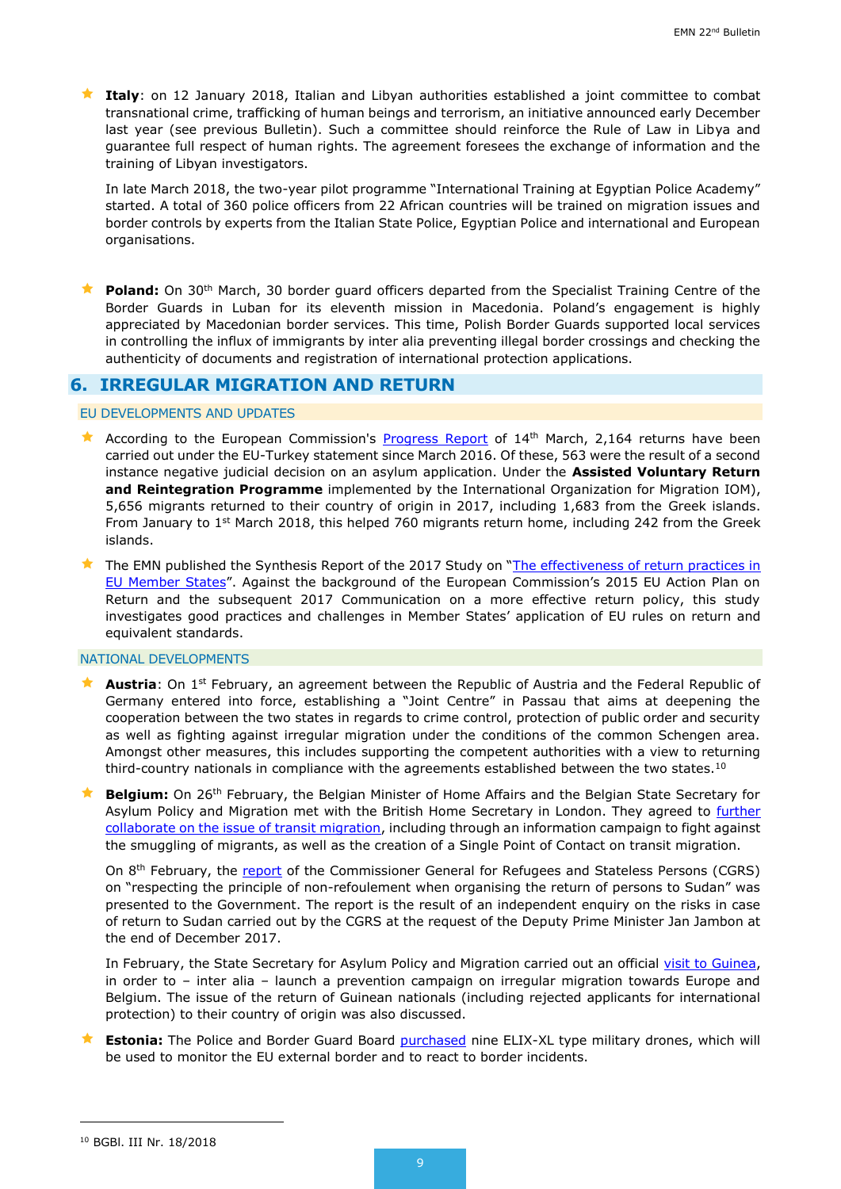- **Italy**: on 12 January 2018, Italian and Libyan authorities established a joint committee to combat transnational crime, trafficking of human beings and terrorism, an initiative announced early December last year (see previous Bulletin). Such a committee should reinforce the Rule of Law in Libya and guarantee full respect of human rights. The agreement foresees the exchange of information and the training of Libyan investigators.

  In late March 2018, the two-year pilot programme "International Training at Egyptian Police Academy" started. A total of 360 police officers from 22 African countries will be trained on migration issues and border controls by experts from the Italian State Police, Egyptian Police and international and European organisations.

- **Poland:** On 30th March, 30 border guard officers departed from the Specialist Training Centre of the Border Guards in Luban for its eleventh mission in Macedonia. Poland's engagement is highly appreciated by Macedonian border services. This time, Polish Border Guards supported local services in controlling the influx of immigrants by inter alia preventing illegal border crossings and checking the authenticity of documents and registration of international protection applications.

## 6. IRREGULAR MIGRATION AND RETURN

### EU DEVELOPMENTS AND UPDATES

- According to the European Commission's Progress Report of 14th March, 2,164 returns have been carried out under the EU-Turkey statement since March 2016. Of these, 563 were the result of a second instance negative judicial decision on an asylum application. Under the **Assisted Voluntary Return and Reintegration Programme** implemented by the International Organization for Migration IOM), 5,656 migrants returned to their country of origin in 2017, including 1,683 from the Greek islands. From January to 1st March 2018, this helped 760 migrants return home, including 242 from the Greek islands.

- The EMN published the Synthesis Report of the 2017 Study on "The effectiveness of return practices in EU Member States". Against the background of the European Commission's 2015 EU Action Plan on Return and the subsequent 2017 Communication on a more effective return policy, this study investigates good practices and challenges in Member States' application of EU rules on return and equivalent standards.

### NATIONAL DEVELOPMENTS

- **Austria**: On 1st February, an agreement between the Republic of Austria and the Federal Republic of Germany entered into force, establishing a "Joint Centre" in Passau that aims at deepening the cooperation between the two states in regards to crime control, protection of public order and security as well as fighting against irregular migration under the conditions of the common Schengen area. Amongst other measures, this includes supporting the competent authorities with a view to returning third-country nationals in compliance with the agreements established between the two states.[10]

- **Belgium:** On 26th February, the Belgian Minister of Home Affairs and the Belgian State Secretary for Asylum Policy and Migration met with the British Home Secretary in London. They agreed to further collaborate on the issue of transit migration, including through an information campaign to fight against the smuggling of migrants, as well as the creation of a Single Point of Contact on transit migration.

  On 8th February, the report of the Commissioner General for Refugees and Stateless Persons (CGRS) on "respecting the principle of non-refoulement when organising the return of persons to Sudan" was presented to the Government. The report is the result of an independent enquiry on the risks in case of return to Sudan carried out by the CGRS at the request of the Deputy Prime Minister Jan Jambon at the end of December 2017.

  In February, the State Secretary for Asylum Policy and Migration carried out an official visit to Guinea, in order to – inter alia – launch a prevention campaign on irregular migration towards Europe and Belgium. The issue of the return of Guinean nationals (including rejected applicants for international protection) to their country of origin was also discussed.

- **Estonia:** The Police and Border Guard Board purchased nine ELIX-XL type military drones, which will be used to monitor the EU external border and to react to border incidents.

---

[10] BGBl. III Nr. 18/2018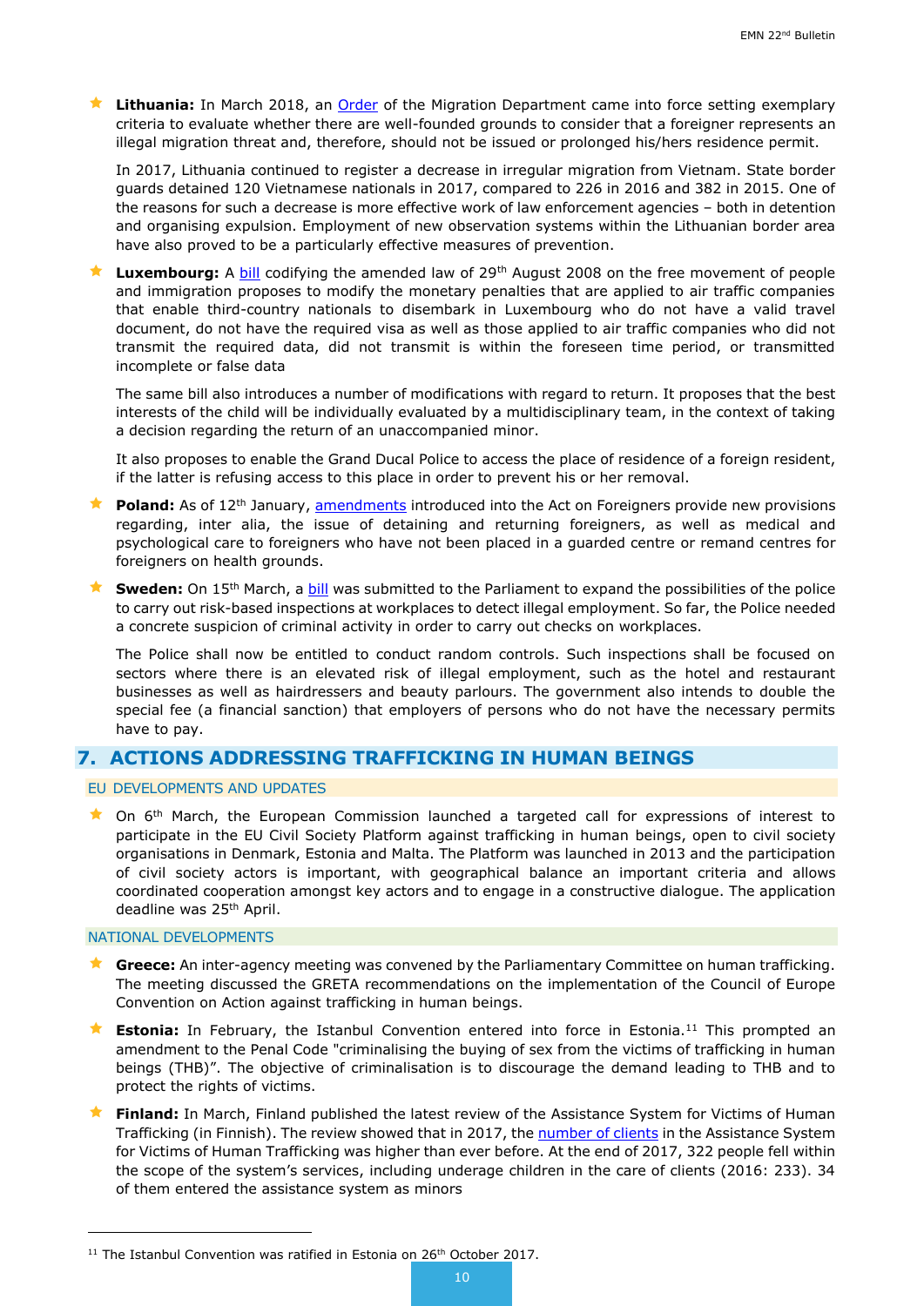- **Lithuania:** In March 2018, an Order of the Migration Department came into force setting exemplary criteria to evaluate whether there are well-founded grounds to consider that a foreigner represents an illegal migration threat and, therefore, should not be issued or prolonged his/hers residence permit.

  In 2017, Lithuania continued to register a decrease in irregular migration from Vietnam. State border guards detained 120 Vietnamese nationals in 2017, compared to 226 in 2016 and 382 in 2015. One of the reasons for such a decrease is more effective work of law enforcement agencies – both in detention and organising expulsion. Employment of new observation systems within the Lithuanian border area have also proved to be a particularly effective measures of prevention.

- **Luxembourg:** A bill codifying the amended law of 29th August 2008 on the free movement of people and immigration proposes to modify the monetary penalties that are applied to air traffic companies that enable third-country nationals to disembark in Luxembourg who do not have a valid travel document, do not have the required visa as well as those applied to air traffic companies who did not transmit the required data, did not transmit is within the foreseen time period, or transmitted incomplete or false data

  The same bill also introduces a number of modifications with regard to return. It proposes that the best interests of the child will be individually evaluated by a multidisciplinary team, in the context of taking a decision regarding the return of an unaccompanied minor.

  It also proposes to enable the Grand Ducal Police to access the place of residence of a foreign resident, if the latter is refusing access to this place in order to prevent his or her removal.

- **Poland:** As of 12th January, amendments introduced into the Act on Foreigners provide new provisions regarding, inter alia, the issue of detaining and returning foreigners, as well as medical and psychological care to foreigners who have not been placed in a guarded centre or remand centres for foreigners on health grounds.

- **Sweden:** On 15th March, a bill was submitted to the Parliament to expand the possibilities of the police to carry out risk-based inspections at workplaces to detect illegal employment. So far, the Police needed a concrete suspicion of criminal activity in order to carry out checks on workplaces.

  The Police shall now be entitled to conduct random controls. Such inspections shall be focused on sectors where there is an elevated risk of illegal employment, such as the hotel and restaurant businesses as well as hairdressers and beauty parlours. The government also intends to double the special fee (a financial sanction) that employers of persons who do not have the necessary permits have to pay.

## 7. ACTIONS ADDRESSING TRAFFICKING IN HUMAN BEINGS

### EU DEVELOPMENTS AND UPDATES

- On 6th March, the European Commission launched a targeted call for expressions of interest to participate in the EU Civil Society Platform against trafficking in human beings, open to civil society organisations in Denmark, Estonia and Malta. The Platform was launched in 2013 and the participation of civil society actors is important, with geographical balance an important criteria and allows coordinated cooperation amongst key actors and to engage in a constructive dialogue. The application deadline was 25th April.

### NATIONAL DEVELOPMENTS

- **Greece:** An inter-agency meeting was convened by the Parliamentary Committee on human trafficking. The meeting discussed the GRETA recommendations on the implementation of the Council of Europe Convention on Action against trafficking in human beings.

- **Estonia:** In February, the Istanbul Convention entered into force in Estonia.[11] This prompted an amendment to the Penal Code "criminalising the buying of sex from the victims of trafficking in human beings (THB)". The objective of criminalisation is to discourage the demand leading to THB and to protect the rights of victims.

- **Finland:** In March, Finland published the latest review of the Assistance System for Victims of Human Trafficking (in Finnish). The review showed that in 2017, the number of clients in the Assistance System for Victims of Human Trafficking was higher than ever before. At the end of 2017, 322 people fell within the scope of the system's services, including underage children in the care of clients (2016: 233). 34 of them entered the assistance system as minors

---

[11] The Istanbul Convention was ratified in Estonia on 26th October 2017.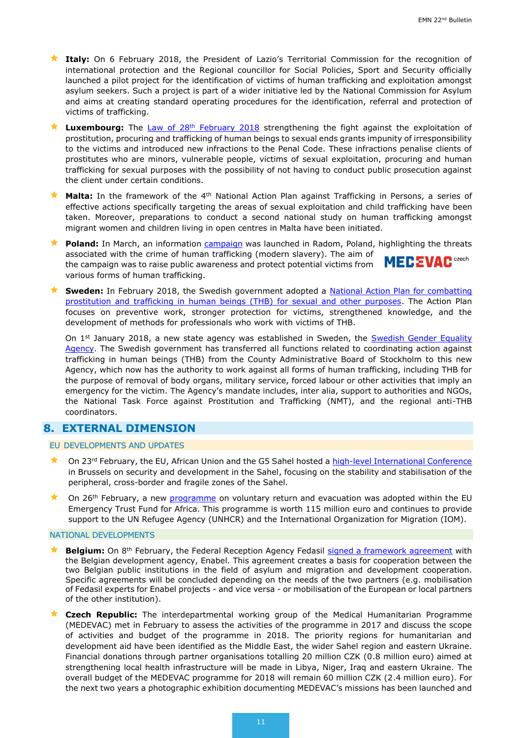- **Italy:** On 6 February 2018, the President of Lazio's Territorial Commission for the recognition of international protection and the Regional councillor for Social Policies, Sport and Security officially launched a pilot project for the identification of victims of human trafficking and exploitation amongst asylum seekers. Such a project is part of a wider initiative led by the National Commission for Asylum and aims at creating standard operating procedures for the identification, referral and protection of victims of trafficking.

- **Luxembourg:** The Law of 28th February 2018 strengthening the fight against the exploitation of prostitution, procuring and trafficking of human beings to sexual ends grants impunity of irresponsibility to the victims and introduced new infractions to the Penal Code. These infractions penalise clients of prostitutes who are minors, vulnerable people, victims of sexual exploitation, procuring and human trafficking for sexual purposes with the possibility of not having to conduct public prosecution against the client under certain conditions.

- **Malta:** In the framework of the 4th National Action Plan against Trafficking in Persons, a series of effective actions specifically targeting the areas of sexual exploitation and child trafficking have been taken. Moreover, preparations to conduct a second national study on human trafficking amongst migrant women and children living in open centres in Malta have been initiated.

- **Poland:** In March, an information campaign was launched in Radom, Poland, highlighting the threats associated with the crime of human trafficking (modern slavery). The aim of the campaign was to raise public awareness and protect potential victims from various forms of human trafficking.

- **Sweden:** In February 2018, the Swedish government adopted a National Action Plan for combatting prostitution and trafficking in human beings (THB) for sexual and other purposes. The Action Plan focuses on preventive work, stronger protection for victims, strengthened knowledge, and the development of methods for professionals who work with victims of THB.

  On 1st January 2018, a new state agency was established in Sweden, the Swedish Gender Equality Agency. The Swedish government has transferred all functions related to coordinating action against trafficking in human beings (THB) from the County Administrative Board of Stockholm to this new Agency, which now has the authority to work against all forms of human trafficking, including THB for the purpose of removal of body organs, military service, forced labour or other activities that imply an emergency for the victim. The Agency's mandate includes, inter alia, support to authorities and NGOs, the National Task Force against Prostitution and Trafficking (NMT), and the regional anti-THB coordinators.

## 8. EXTERNAL DIMENSION

### EU DEVELOPMENTS AND UPDATES

- On 23rd February, the EU, African Union and the G5 Sahel hosted a high-level International Conference in Brussels on security and development in the Sahel, focusing on the stability and stabilisation of the peripheral, cross-border and fragile zones of the Sahel.

- On 26th February, a new programme on voluntary return and evacuation was adopted within the EU Emergency Trust Fund for Africa. This programme is worth 115 million euro and continues to provide support to the UN Refugee Agency (UNHCR) and the International Organization for Migration (IOM).

### NATIONAL DEVELOPMENTS

- **Belgium:** On 8th February, the Federal Reception Agency Fedasil signed a framework agreement with the Belgian development agency, Enabel. This agreement creates a basis for cooperation between the two Belgian public institutions in the field of asylum and migration and development cooperation. Specific agreements will be concluded depending on the needs of the two partners (e.g. mobilisation of Fedasil experts for Enabel projects - and vice versa - or mobilisation of the European or local partners of the other institution).

- **Czech Republic:** The interdepartmental working group of the Medical Humanitarian Programme (MEDEVAC) met in February to assess the activities of the programme in 2017 and discuss the scope of activities and budget of the programme in 2018. The priority regions for humanitarian and development aid have been identified as the Middle East, the wider Sahel region and eastern Ukraine. Financial donations through partner organisations totalling 20 million CZK (0.8 million euro) aimed at strengthening local health infrastructure will be made in Libya, Niger, Iraq and eastern Ukraine. The overall budget of the MEDEVAC programme for 2018 will remain 60 million CZK (2.4 million euro). For the next two years a photographic exhibition documenting MEDEVAC's missions has been launched and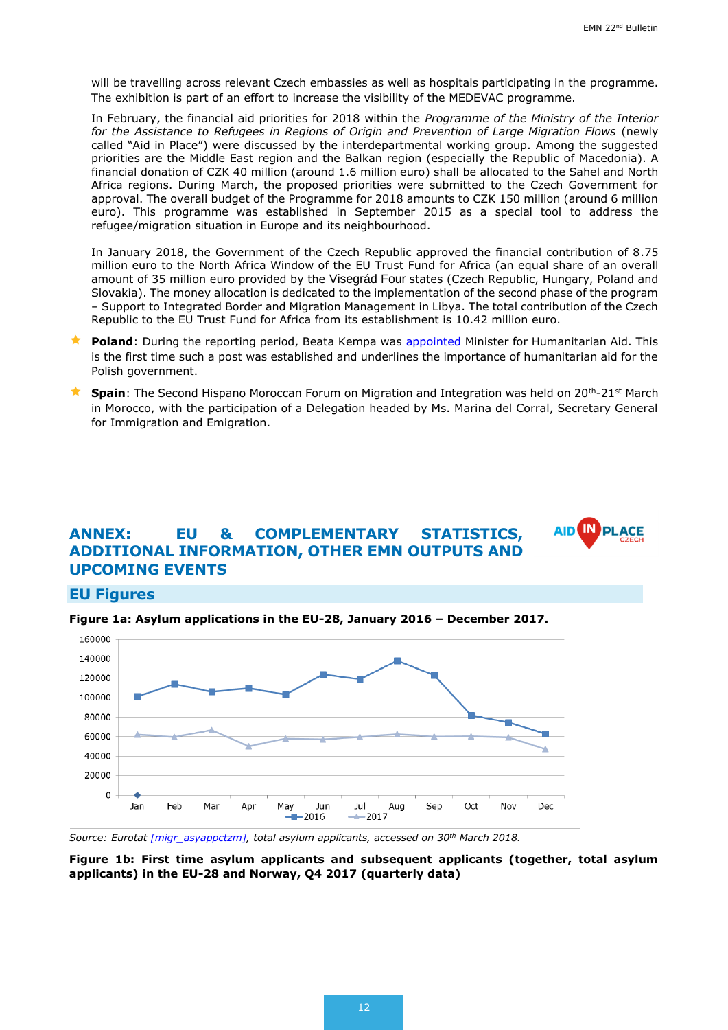will be travelling across relevant Czech embassies as well as hospitals participating in the programme. The exhibition is part of an effort to increase the visibility of the MEDEVAC programme.

In February, the financial aid priorities for 2018 within the *Programme of the Ministry of the Interior for the Assistance to Refugees in Regions of Origin and Prevention of Large Migration Flows* (newly called "Aid in Place") were discussed by the interdepartmental working group. Among the suggested priorities are the Middle East region and the Balkan region (especially the Republic of Macedonia). A financial donation of CZK 40 million (around 1.6 million euro) shall be allocated to the Sahel and North Africa regions. During March, the proposed priorities were submitted to the Czech Government for approval. The overall budget of the Programme for 2018 amounts to CZK 150 million (around 6 million euro). This programme was established in September 2015 as a special tool to address the refugee/migration situation in Europe and its neighbourhood.

In January 2018, the Government of the Czech Republic approved the financial contribution of 8.75 million euro to the North Africa Window of the EU Trust Fund for Africa (an equal share of an overall amount of 35 million euro provided by the Visegrád Four states (Czech Republic, Hungary, Poland and Slovakia). The money allocation is dedicated to the implementation of the second phase of the program – Support to Integrated Border and Migration Management in Libya. The total contribution of the Czech Republic to the EU Trust Fund for Africa from its establishment is 10.42 million euro.

- **Poland**: During the reporting period, Beata Kempa was appointed Minister for Humanitarian Aid. This is the first time such a post was established and underlines the importance of humanitarian aid for the Polish government.
- **Spain**: The Second Hispano Moroccan Forum on Migration and Integration was held on 20th-21st March in Morocco, with the participation of a Delegation headed by Ms. Marina del Corral, Secretary General for Immigration and Emigration.

# ANNEX: EU & COMPLEMENTARY STATISTICS, ADDITIONAL INFORMATION, OTHER EMN OUTPUTS AND UPCOMING EVENTS

## EU Figures

**Figure 1a: Asylum applications in the EU-28, January 2016 – December 2017.**

*Source: Eurotat [migr_asyappctzm], total asylum applicants, accessed on 30th March 2018.*

**Figure 1b: First time asylum applicants and subsequent applicants (together, total asylum applicants) in the EU-28 and Norway, Q4 2017 (quarterly data)**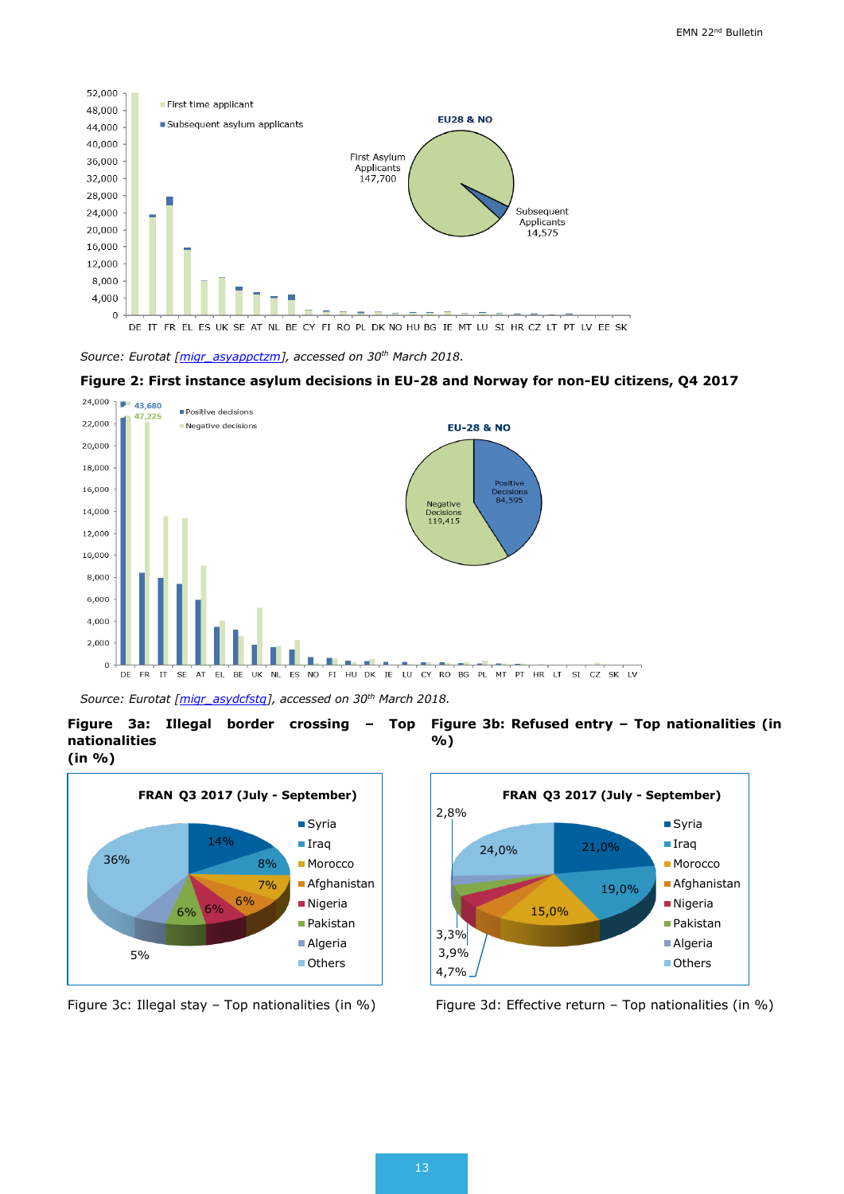Source: Eurotat [migr_asyappctzm], accessed on 30th March 2018.

**Figure 2: First instance asylum decisions in EU-28 and Norway for non-EU citizens, Q4 2017**

Source: Eurotat [migr_asydcfstq], accessed on 30th March 2018.

**Figure 3a: Illegal border crossing – Top nationalities (in %)**

**Figure 3b: Refused entry – Top nationalities (in %)**

Figure 3c: Illegal stay – Top nationalities (in %)

Figure 3d: Effective return – Top nationalities (in %)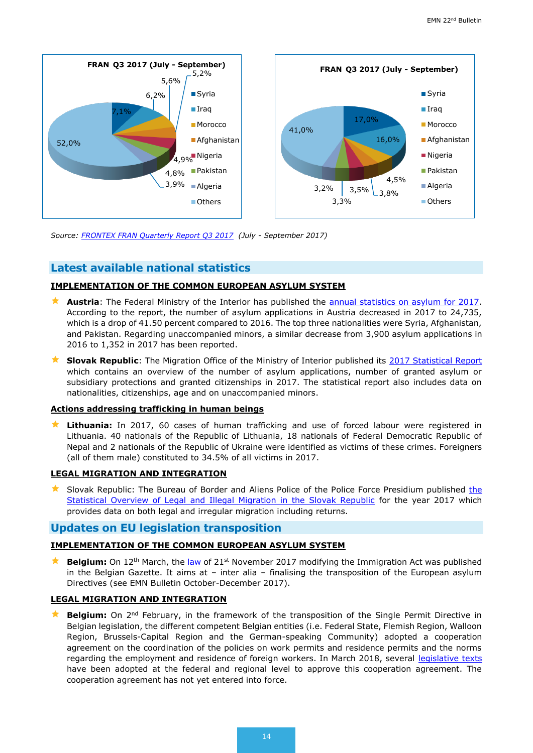FRAN Q3 2017 (July - September)

| Country | Share |
|---|---|
| Syria | 7,1% |
| Iraq | 6,2% |
| Morocco | 5,6% |
| Afghanistan | 5,2% |
| Nigeria | 4,9% |
| Pakistan | 4,8% |
| Algeria | 3,9% |
| Others | 52,0% |

FRAN Q3 2017 (July - September)

| Country | Share |
|---|---|
| Syria | 17,0% |
| Iraq | 16,0% |
| Morocco | 4,5% |
| Afghanistan | 3,8% |
| Nigeria | 3,5% |
| Pakistan | 3,3% |
| Algeria | 3,2% |
| Others | 41,0% |

*Source: FRONTEX FRAN Quarterly Report Q3 2017 (July - September 2017)*

## Latest available national statistics

### IMPLEMENTATION OF THE COMMON EUROPEAN ASYLUM SYSTEM

- **Austria**: The Federal Ministry of the Interior has published the annual statistics on asylum for 2017. According to the report, the number of asylum applications in Austria decreased in 2017 to 24,735, which is a drop of 41.50 percent compared to 2016. The top three nationalities were Syria, Afghanistan, and Pakistan. Regarding unaccompanied minors, a similar decrease from 3,900 asylum applications in 2016 to 1,352 in 2017 has been reported.
- **Slovak Republic**: The Migration Office of the Ministry of Interior published its 2017 Statistical Report which contains an overview of the number of asylum applications, number of granted asylum or subsidiary protections and granted citizenships in 2017. The statistical report also includes data on nationalities, citizenships, age and on unaccompanied minors.

### Actions addressing trafficking in human beings

- **Lithuania:** In 2017, 60 cases of human trafficking and use of forced labour were registered in Lithuania. 40 nationals of the Republic of Lithuania, 18 nationals of Federal Democratic Republic of Nepal and 2 nationals of the Republic of Ukraine were identified as victims of these crimes. Foreigners (all of them male) constituted to 34.5% of all victims in 2017.

### LEGAL MIGRATION AND INTEGRATION

- Slovak Republic: The Bureau of Border and Aliens Police of the Police Force Presidium published the Statistical Overview of Legal and Illegal Migration in the Slovak Republic for the year 2017 which provides data on both legal and irregular migration including returns.

## Updates on EU legislation transposition

### IMPLEMENTATION OF THE COMMON EUROPEAN ASYLUM SYSTEM

- **Belgium:** On 12th March, the law of 21st November 2017 modifying the Immigration Act was published in the Belgian Gazette. It aims at – inter alia – finalising the transposition of the European asylum Directives (see EMN Bulletin October-December 2017).

### LEGAL MIGRATION AND INTEGRATION

- **Belgium:** On 2nd February, in the framework of the transposition of the Single Permit Directive in Belgian legislation, the different competent Belgian entities (i.e. Federal State, Flemish Region, Walloon Region, Brussels-Capital Region and the German-speaking Community) adopted a cooperation agreement on the coordination of the policies on work permits and residence permits and the norms regarding the employment and residence of foreign workers. In March 2018, several legislative texts have been adopted at the federal and regional level to approve this cooperation agreement. The cooperation agreement has not yet entered into force.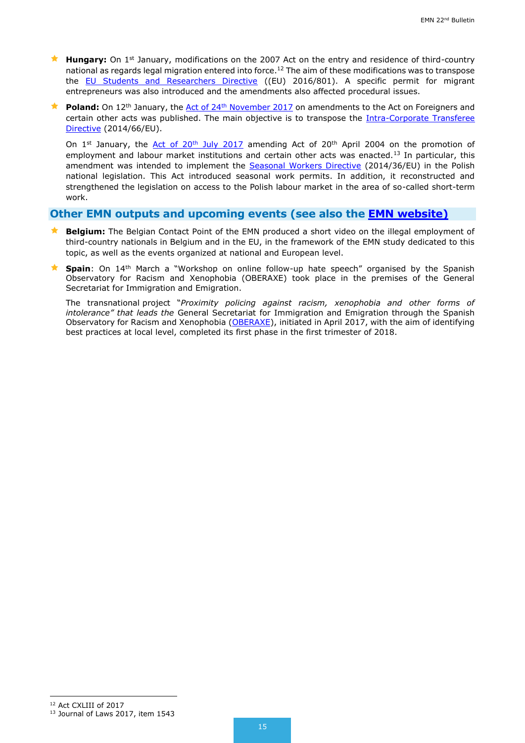- **Hungary:** On 1st January, modifications on the 2007 Act on the entry and residence of third-country national as regards legal migration entered into force.[12] The aim of these modifications was to transpose the EU Students and Researchers Directive ((EU) 2016/801). A specific permit for migrant entrepreneurs was also introduced and the amendments also affected procedural issues.

- **Poland:** On 12th January, the Act of 24th November 2017 on amendments to the Act on Foreigners and certain other acts was published. The main objective is to transpose the Intra-Corporate Transferee Directive (2014/66/EU).

  On 1st January, the Act of 20th July 2017 amending Act of 20th April 2004 on the promotion of employment and labour market institutions and certain other acts was enacted.[13] In particular, this amendment was intended to implement the Seasonal Workers Directive (2014/36/EU) in the Polish national legislation. This Act introduced seasonal work permits. In addition, it reconstructed and strengthened the legislation on access to the Polish labour market in the area of so-called short-term work.

## Other EMN outputs and upcoming events (see also the EMN website)

- **Belgium:** The Belgian Contact Point of the EMN produced a short video on the illegal employment of third-country nationals in Belgium and in the EU, in the framework of the EMN study dedicated to this topic, as well as the events organized at national and European level.

- **Spain**: On 14th March a "Workshop on online follow-up hate speech" organised by the Spanish Observatory for Racism and Xenophobia (OBERAXE) took place in the premises of the General Secretariat for Immigration and Emigration.

  The transnational project *"Proximity policing against racism, xenophobia and other forms of intolerance" that leads the* General Secretariat for Immigration and Emigration through the Spanish Observatory for Racism and Xenophobia (OBERAXE), initiated in April 2017, with the aim of identifying best practices at local level, completed its first phase in the first trimester of 2018.

---

[12] Act CXLIII of 2017

[13] Journal of Laws 2017, item 1543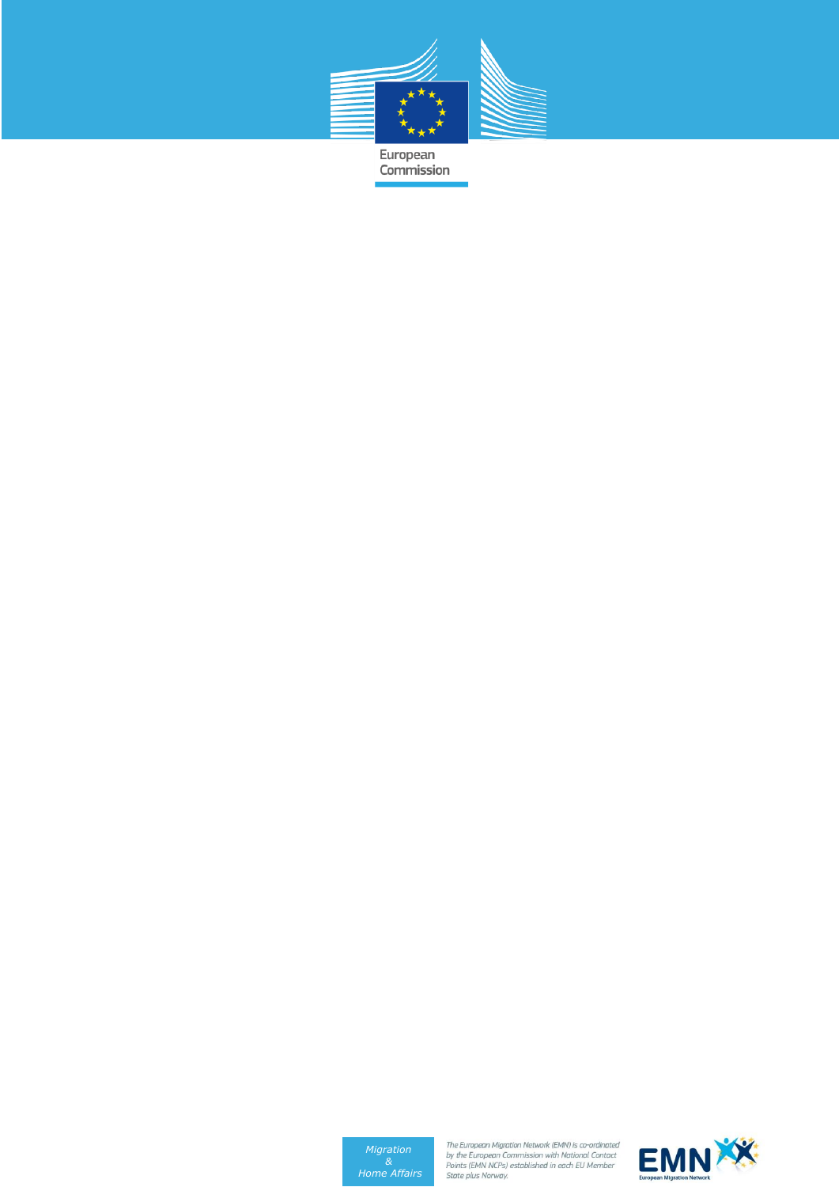European Commission

Migration & Home Affairs

*The European Migration Network (EMN) is co-ordinated by the European Commission with National Contact Points (EMN NCPs) established in each EU Member State plus Norway.*

EMN European Migration Network